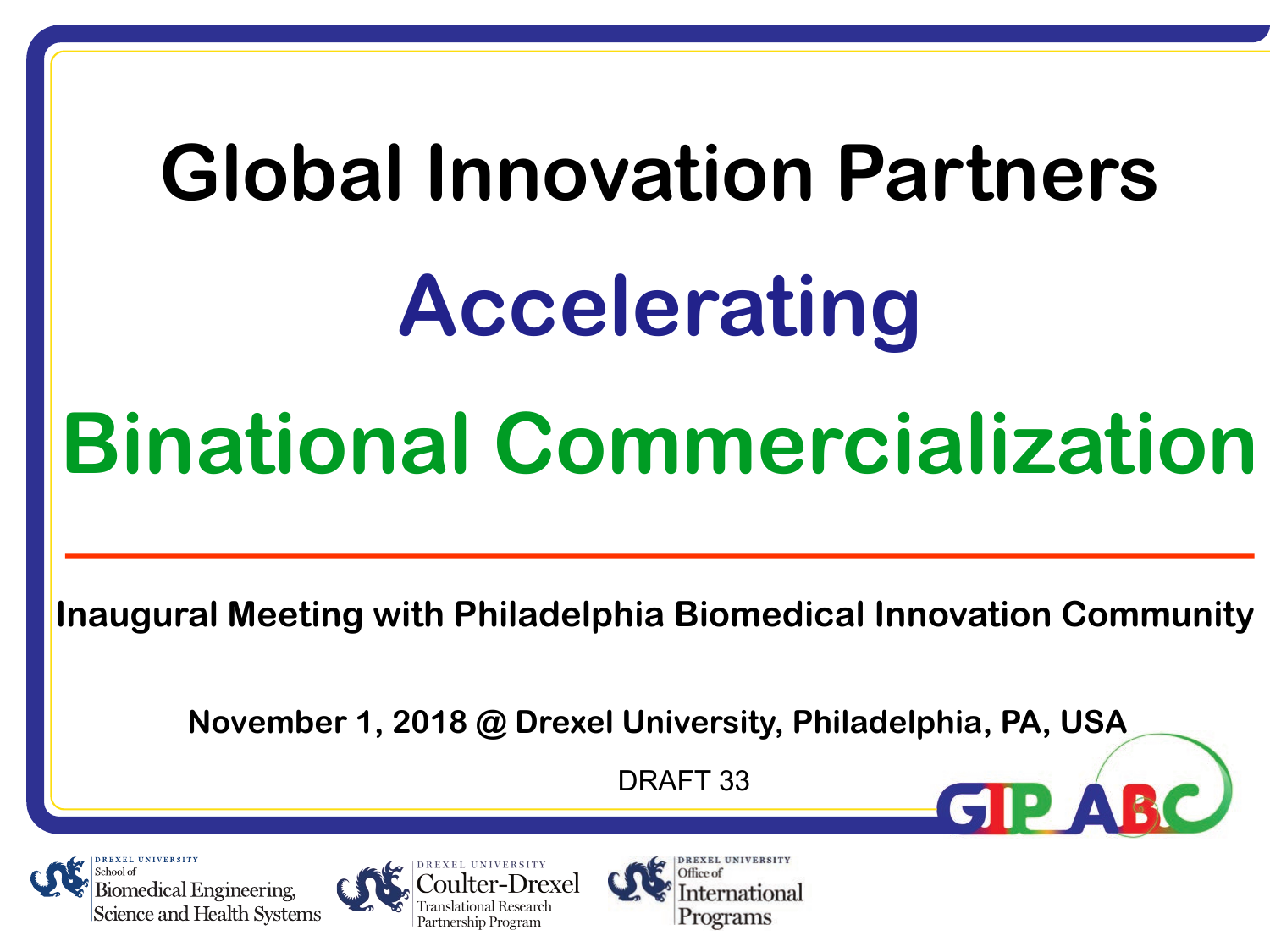# Global Innovation Partners

## Accelerating

## Binational Commercialization

---

**Inaugural Meeting with Philadelphia Biomedical Innovation Community**

**November 1, 2018 @ Drexel University, Philadelphia, PA, USA**

DRAFT 33

GIP ABC

DREXEL UNIVERSITY School of Biomedical Engineering, Science and Health Systems

DREXEL UNIVERSITY Coulter-Drexel Translational Research Partnership Program

DREXEL UNIVERSITY Office of International Programs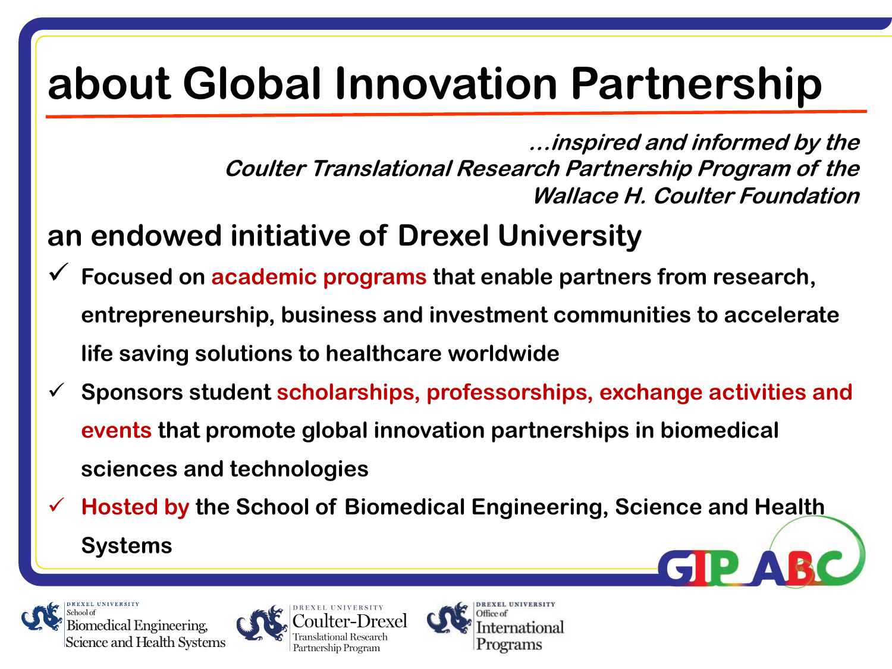# about Global Innovation Partnership

*...inspired and informed by the Coulter Translational Research Partnership Program of the Wallace H. Coulter Foundation*

## an endowed initiative of Drexel University

- ✓ Focused on academic programs that enable partners from research, entrepreneurship, business and investment communities to accelerate life saving solutions to healthcare worldwide
- ✓ Sponsors student scholarships, professorships, exchange activities and events that promote global innovation partnerships in biomedical sciences and technologies
- ✓ Hosted by the School of Biomedical Engineering, Science and Health Systems

GIP ABC

Drexel University School of Biomedical Engineering, Science and Health Systems

Drexel University Coulter-Drexel Translational Research Partnership Program

Drexel University Office of International Programs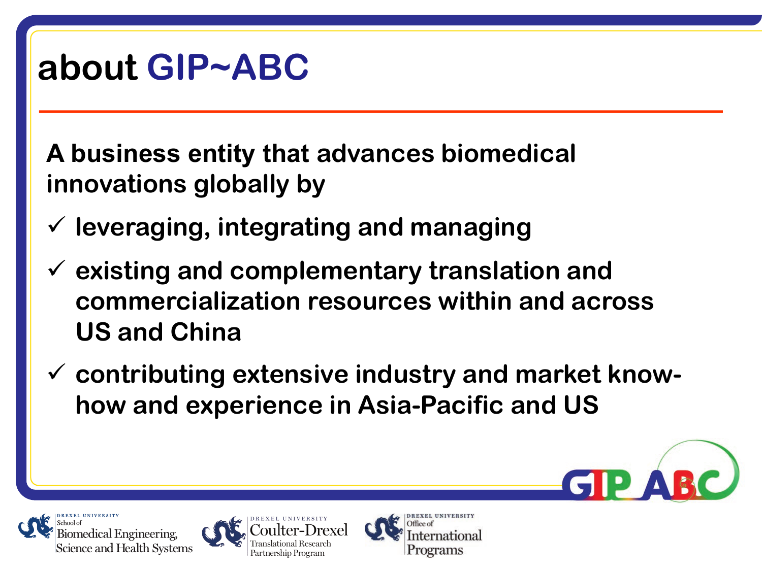# about GIP~ABC

**A business entity that advances biomedical innovations globally by**

- ✓ **leveraging, integrating and managing**
- ✓ **existing and complementary translation and commercialization resources within and across US and China**
- ✓ **contributing extensive industry and market know-how and experience in Asia-Pacific and US**

GIP ABC

DREXEL UNIVERSITY School of Biomedical Engineering, Science and Health Systems

DREXEL UNIVERSITY Coulter-Drexel Translational Research Partnership Program

DREXEL UNIVERSITY Office of International Programs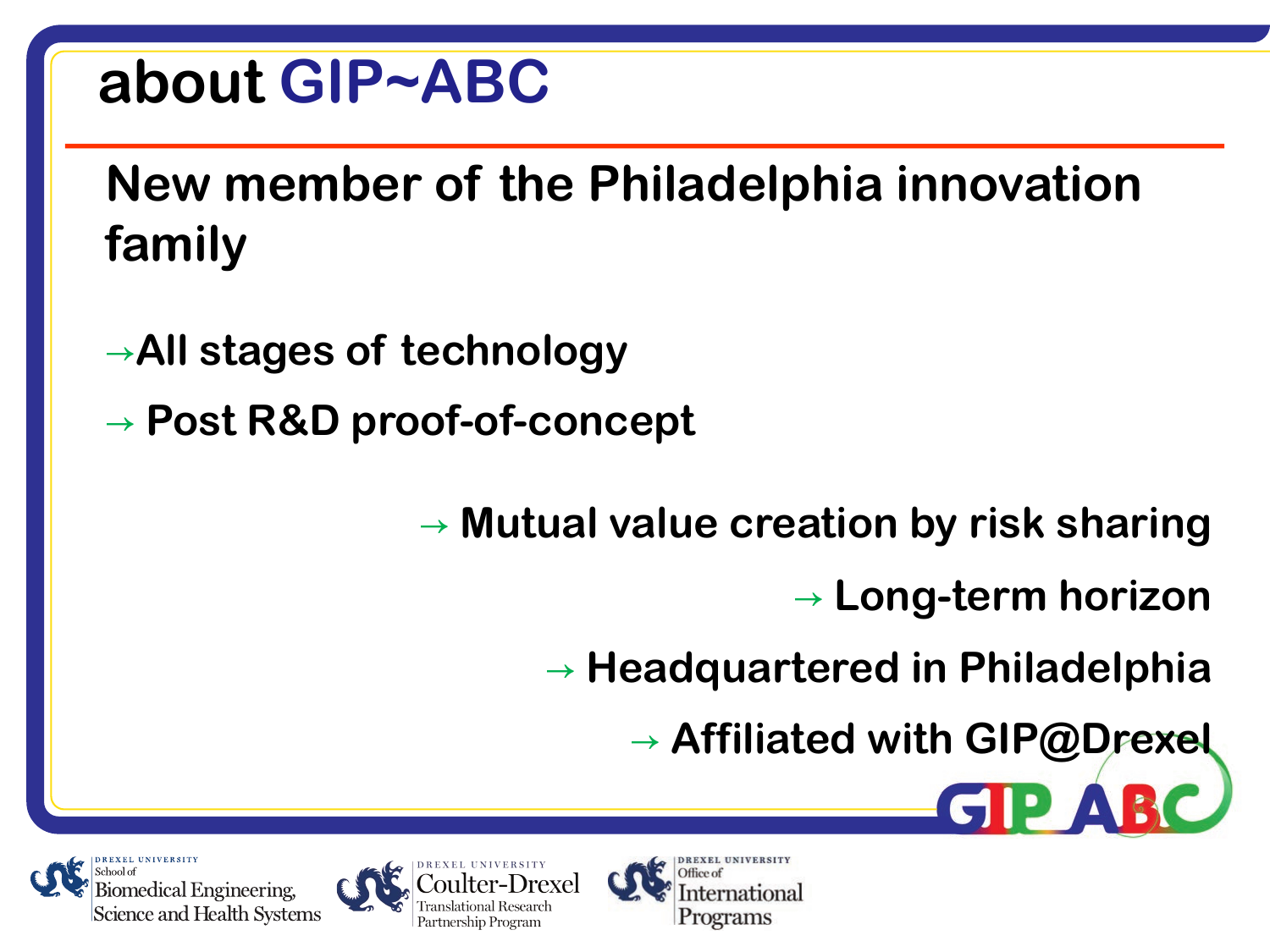# about GIP~ABC

## New member of the Philadelphia innovation family

→All stages of technology

→ Post R&D proof-of-concept

→ Mutual value creation by risk sharing

→ Long-term horizon

→ Headquartered in Philadelphia

→ Affiliated with GIP@Drexel

GIP ABC

DREXEL UNIVERSITY School of Biomedical Engineering, Science and Health Systems

DREXEL UNIVERSITY Coulter-Drexel Translational Research Partnership Program

DREXEL UNIVERSITY Office of International Programs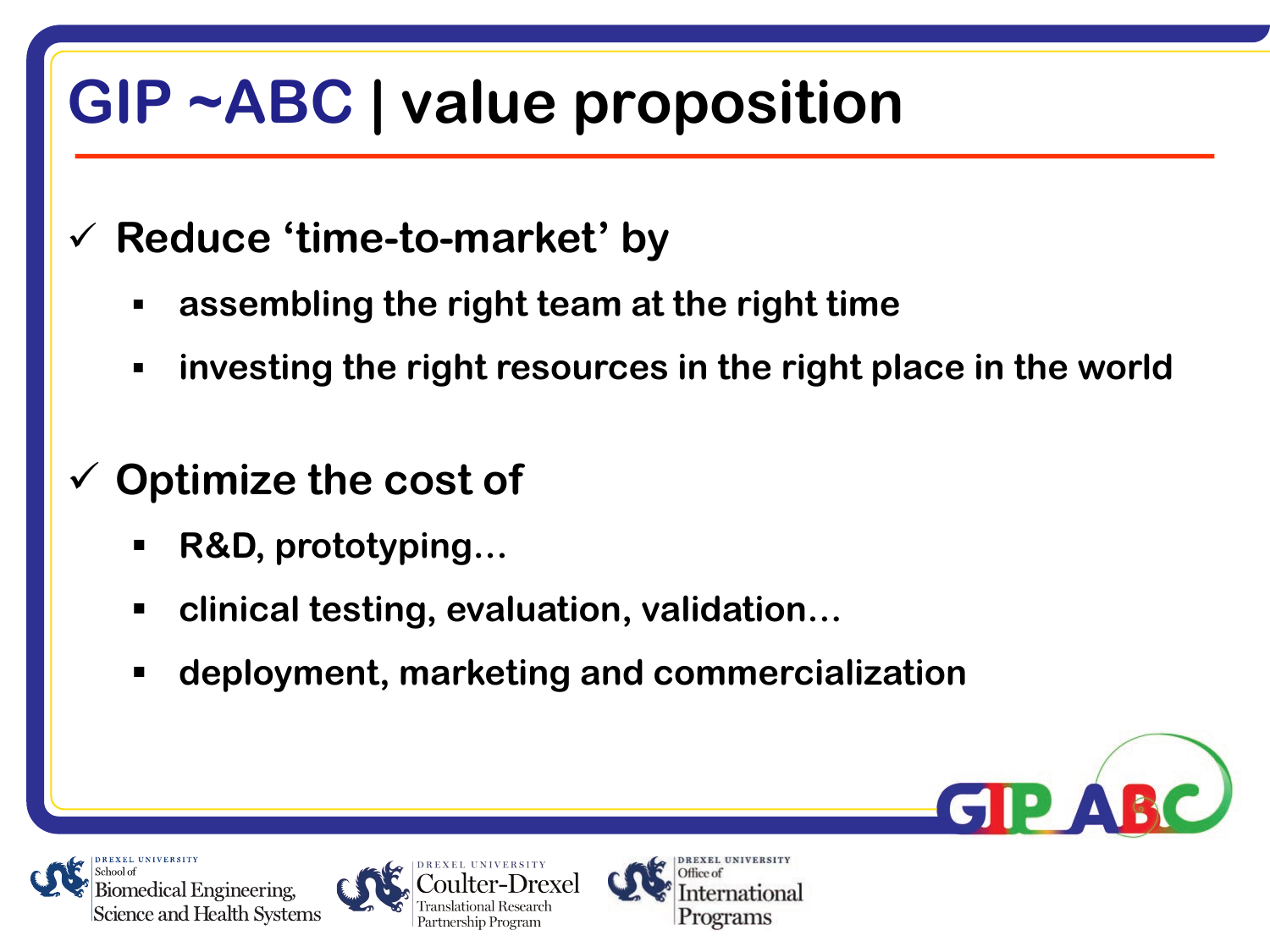# GIP ~ABC | value proposition

- ✓ **Reduce 'time-to-market' by**
  - **assembling the right team at the right time**
  - **investing the right resources in the right place in the world**

- ✓ **Optimize the cost of**
  - **R&D, prototyping…**
  - **clinical testing, evaluation, validation…**
  - **deployment, marketing and commercialization**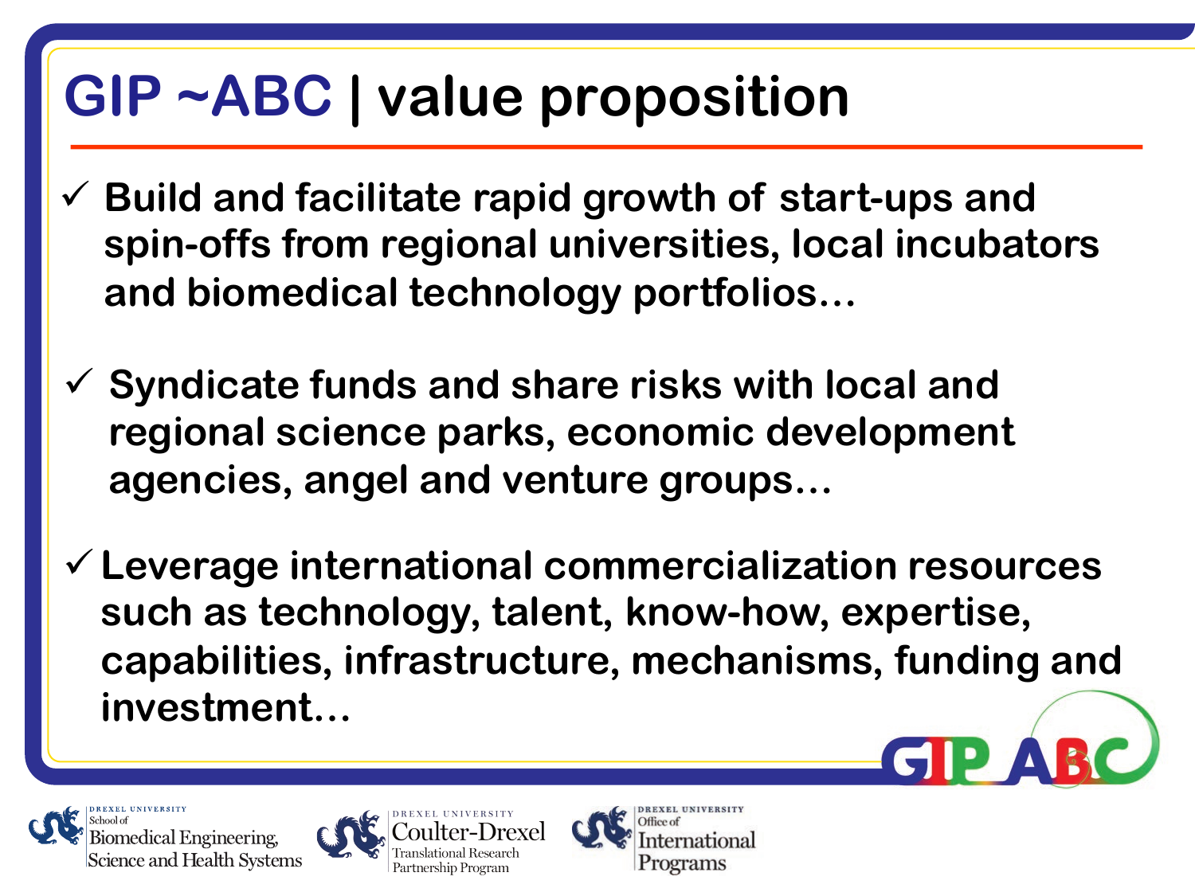# GIP ~ABC | value proposition

- ✓ Build and facilitate rapid growth of start-ups and spin-offs from regional universities, local incubators and biomedical technology portfolios…
- ✓ Syndicate funds and share risks with local and regional science parks, economic development agencies, angel and venture groups…
- ✓ Leverage international commercialization resources such as technology, talent, know-how, expertise, capabilities, infrastructure, mechanisms, funding and investment…

GIP ABC

Drexel University School of Biomedical Engineering, Science and Health Systems

Drexel University Coulter-Drexel Translational Research Partnership Program

Drexel University Office of International Programs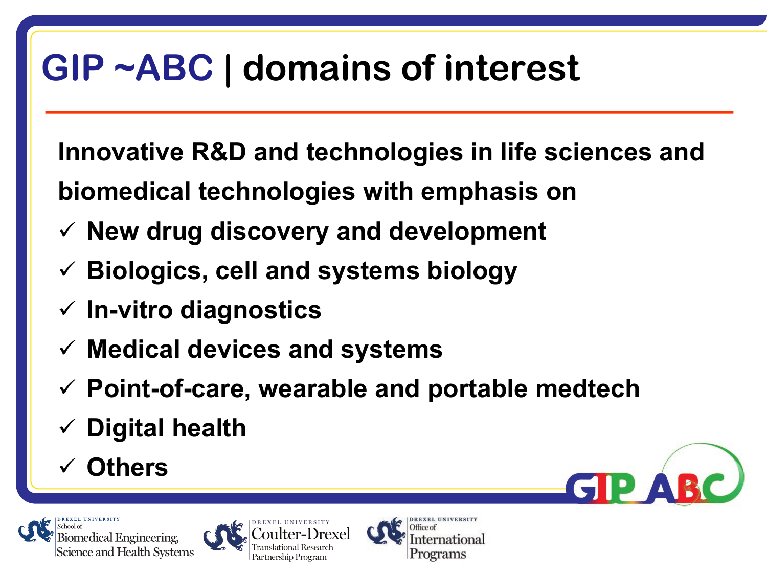# GIP ~ABC | domains of interest

**Innovative R&D and technologies in life sciences and biomedical technologies with emphasis on**

- ✓ **New drug discovery and development**
- ✓ **Biologics, cell and systems biology**
- ✓ **In-vitro diagnostics**
- ✓ **Medical devices and systems**
- ✓ **Point-of-care, wearable and portable medtech**
- ✓ **Digital health**
- ✓ **Others**

GIP ABC

Drexel University School of Biomedical Engineering, Science and Health Systems

Drexel University Coulter-Drexel Translational Research Partnership Program

Drexel University Office of International Programs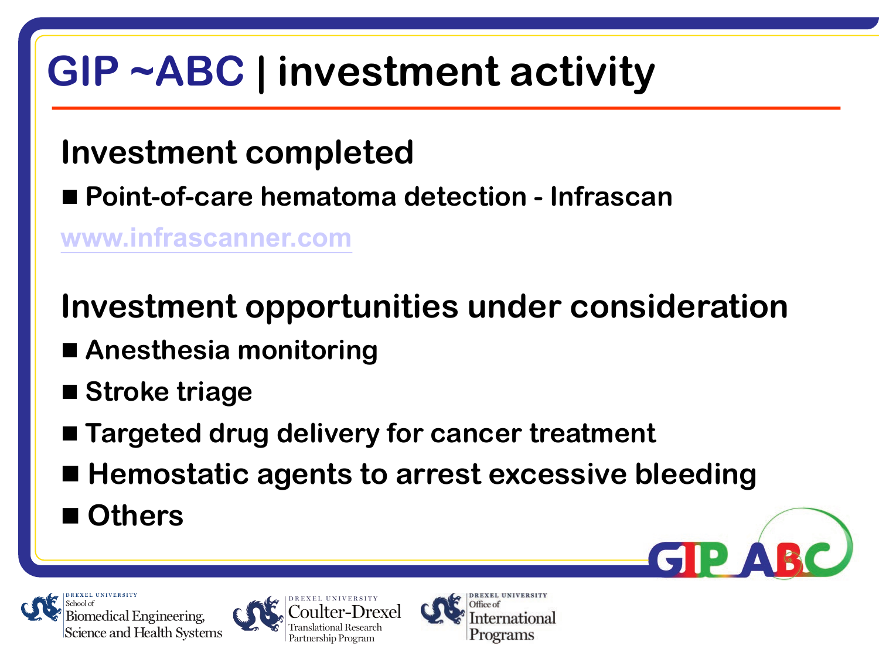# GIP ~ABC | investment activity

## Investment completed

- Point-of-care hematoma detection - Infrascan

www.infrascanner.com

## Investment opportunities under consideration

- Anesthesia monitoring
- Stroke triage
- Targeted drug delivery for cancer treatment
- Hemostatic agents to arrest excessive bleeding
- Others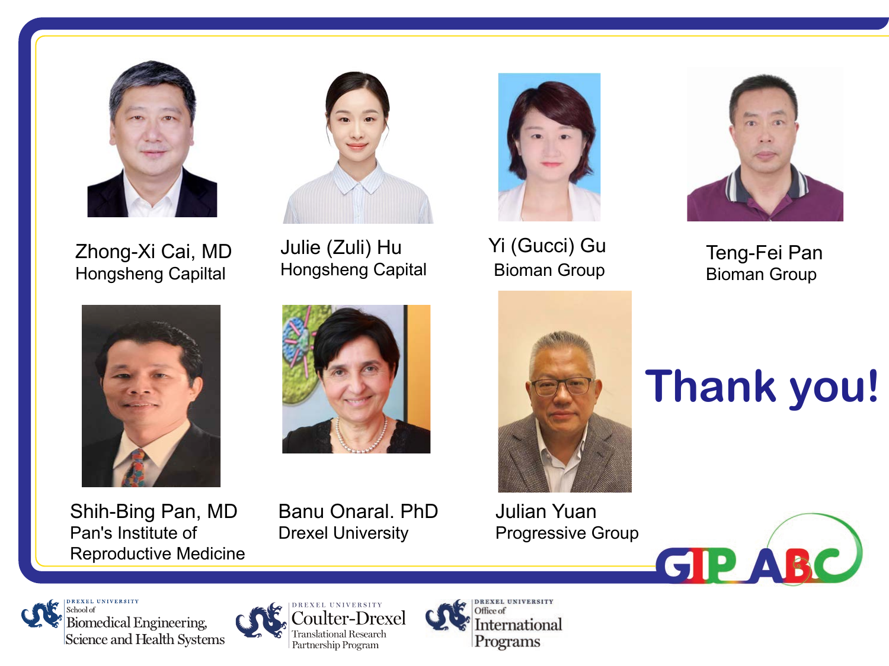Zhong-Xi Cai, MD
Hongsheng Capiltal

Julie (Zuli) Hu
Hongsheng Capital

Yi (Gucci) Gu
Bioman Group

Teng-Fei Pan
Bioman Group

Shih-Bing Pan, MD
Pan's Institute of Reproductive Medicine

Banu Onaral. PhD
Drexel University

Julian Yuan
Progressive Group

# Thank you!

GIP ABC

Drexel University School of Biomedical Engineering, Science and Health Systems

Drexel University Coulter-Drexel Translational Research Partnership Program

Drexel University Office of International Programs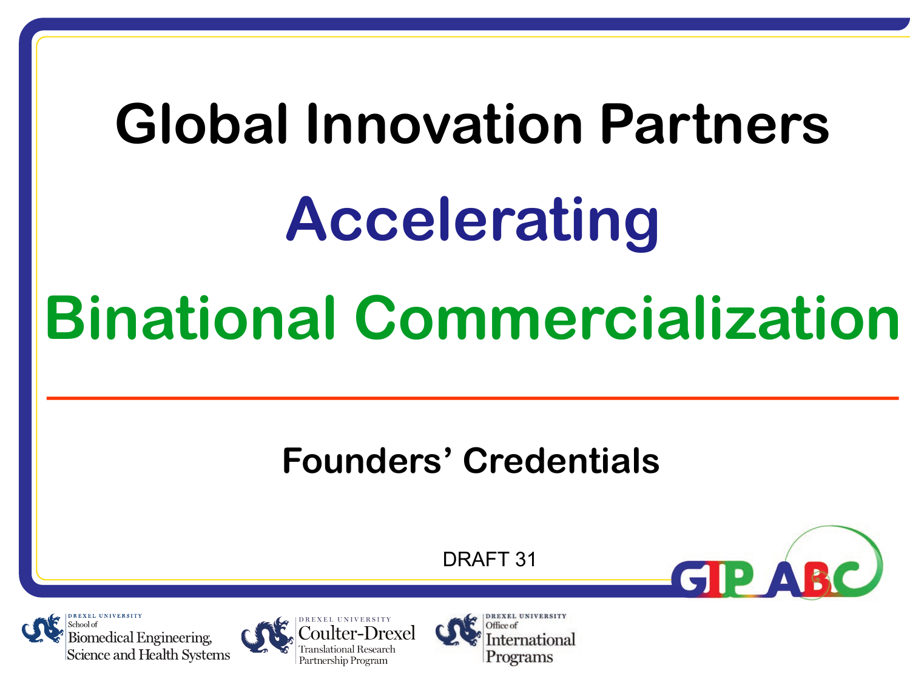# Global Innovation Partners

## Accelerating

## Binational Commercialization

---

### Founders' Credentials

DRAFT 31

GIP ABC

DREXEL UNIVERSITY School of Biomedical Engineering, Science and Health Systems

DREXEL UNIVERSITY Coulter-Drexel Translational Research Partnership Program

DREXEL UNIVERSITY Office of International Programs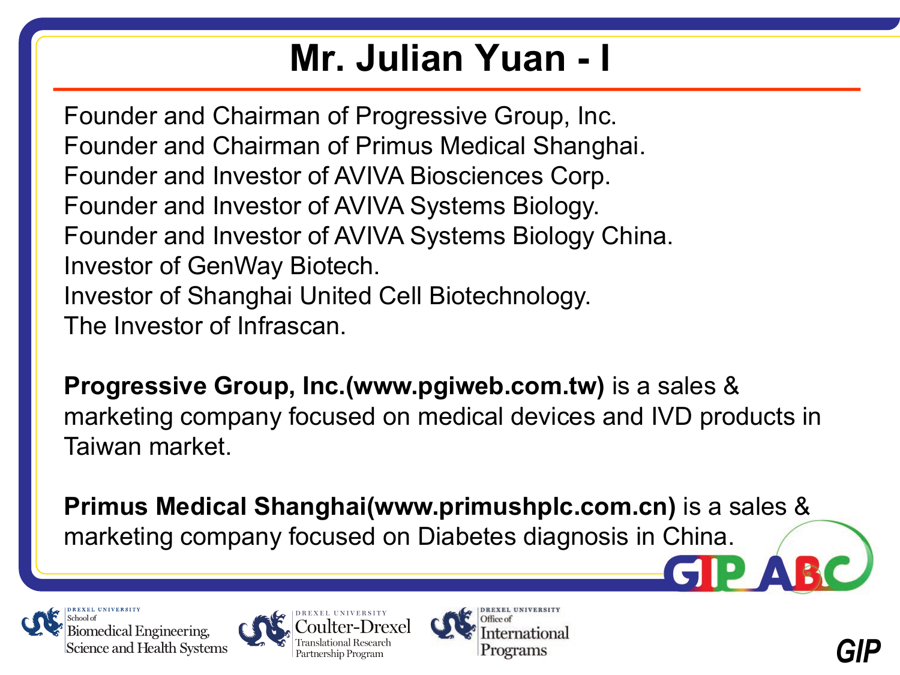# Mr. Julian Yuan - I

Founder and Chairman of Progressive Group, Inc.
Founder and Chairman of Primus Medical Shanghai.
Founder and Investor of AVIVA Biosciences Corp.
Founder and Investor of AVIVA Systems Biology.
Founder and Investor of AVIVA Systems Biology China.
Investor of GenWay Biotech.
Investor of Shanghai United Cell Biotechnology.
The Investor of Infrascan.

**Progressive Group, Inc.(www.pgiweb.com.tw)** is a sales & marketing company focused on medical devices and IVD products in Taiwan market.

**Primus Medical Shanghai(www.primushplc.com.cn)** is a sales & marketing company focused on Diabetes diagnosis in China.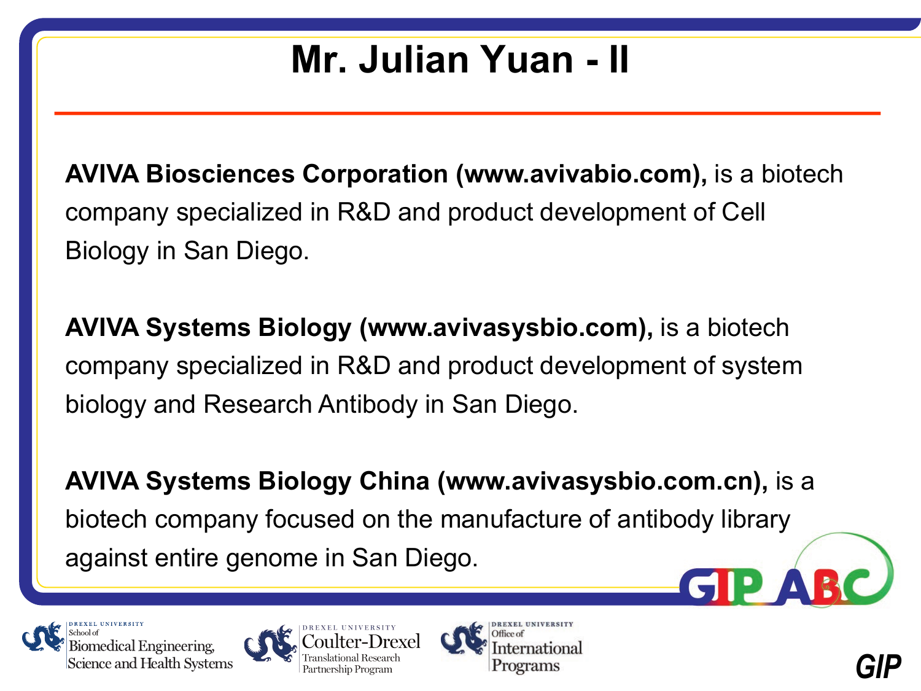# Mr. Julian Yuan - II

**AVIVA Biosciences Corporation (www.avivabio.com),** is a biotech company specialized in R&D and product development of Cell Biology in San Diego.

**AVIVA Systems Biology (www.avivasysbio.com),** is a biotech company specialized in R&D and product development of system biology and Research Antibody in San Diego.

**AVIVA Systems Biology China (www.avivasysbio.com.cn),** is a biotech company focused on the manufacture of antibody library against entire genome in San Diego.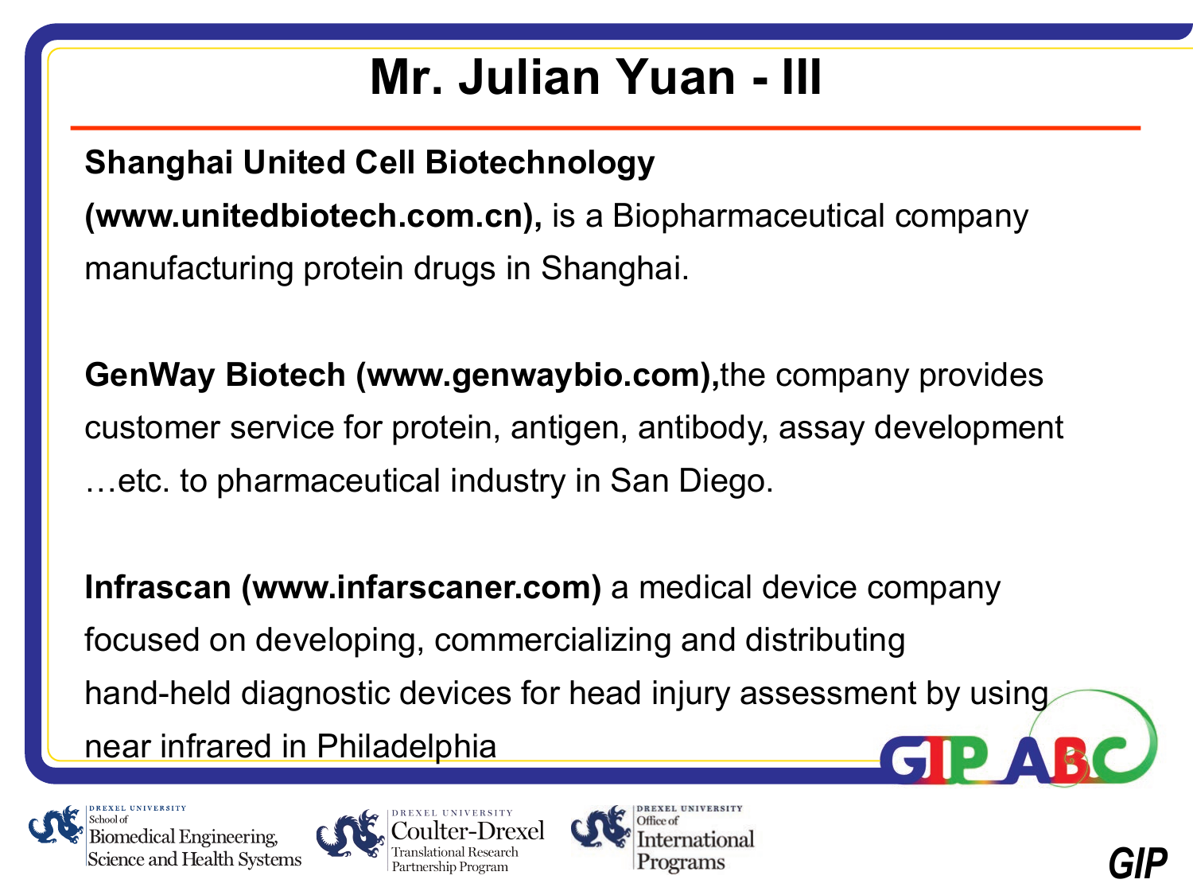# Mr. Julian Yuan - III

**Shanghai United Cell Biotechnology (www.unitedbiotech.com.cn),** is a Biopharmaceutical company manufacturing protein drugs in Shanghai.

**GenWay Biotech (www.genwaybio.com),**the company provides customer service for protein, antigen, antibody, assay development …etc. to pharmaceutical industry in San Diego.

**Infrascan (www.infarscaner.com)** a medical device company focused on developing, commercializing and distributing hand-held diagnostic devices for head injury assessment by using near infrared in Philadelphia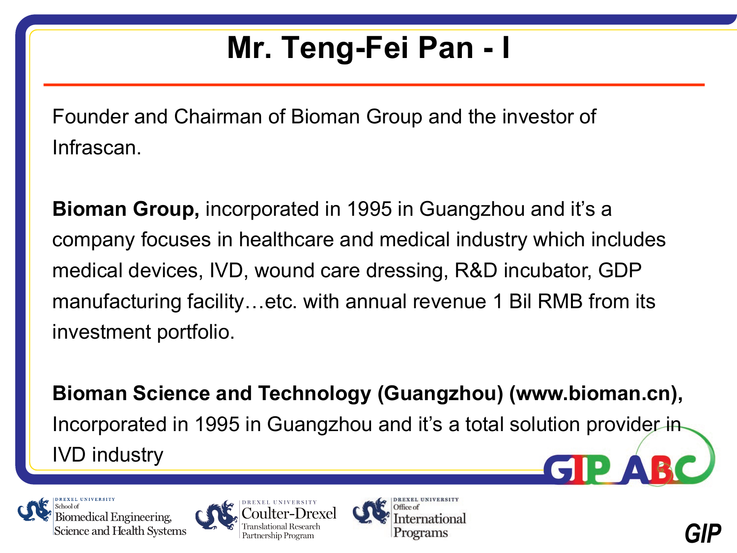# Mr. Teng-Fei Pan - I

Founder and Chairman of Bioman Group and the investor of Infrascan.

**Bioman Group,** incorporated in 1995 in Guangzhou and it's a company focuses in healthcare and medical industry which includes medical devices, IVD, wound care dressing, R&D incubator, GDP manufacturing facility…etc. with annual revenue 1 Bil RMB from its investment portfolio.

**Bioman Science and Technology (Guangzhou) (www.bioman.cn),** Incorporated in 1995 in Guangzhou and it's a total solution provider in IVD industry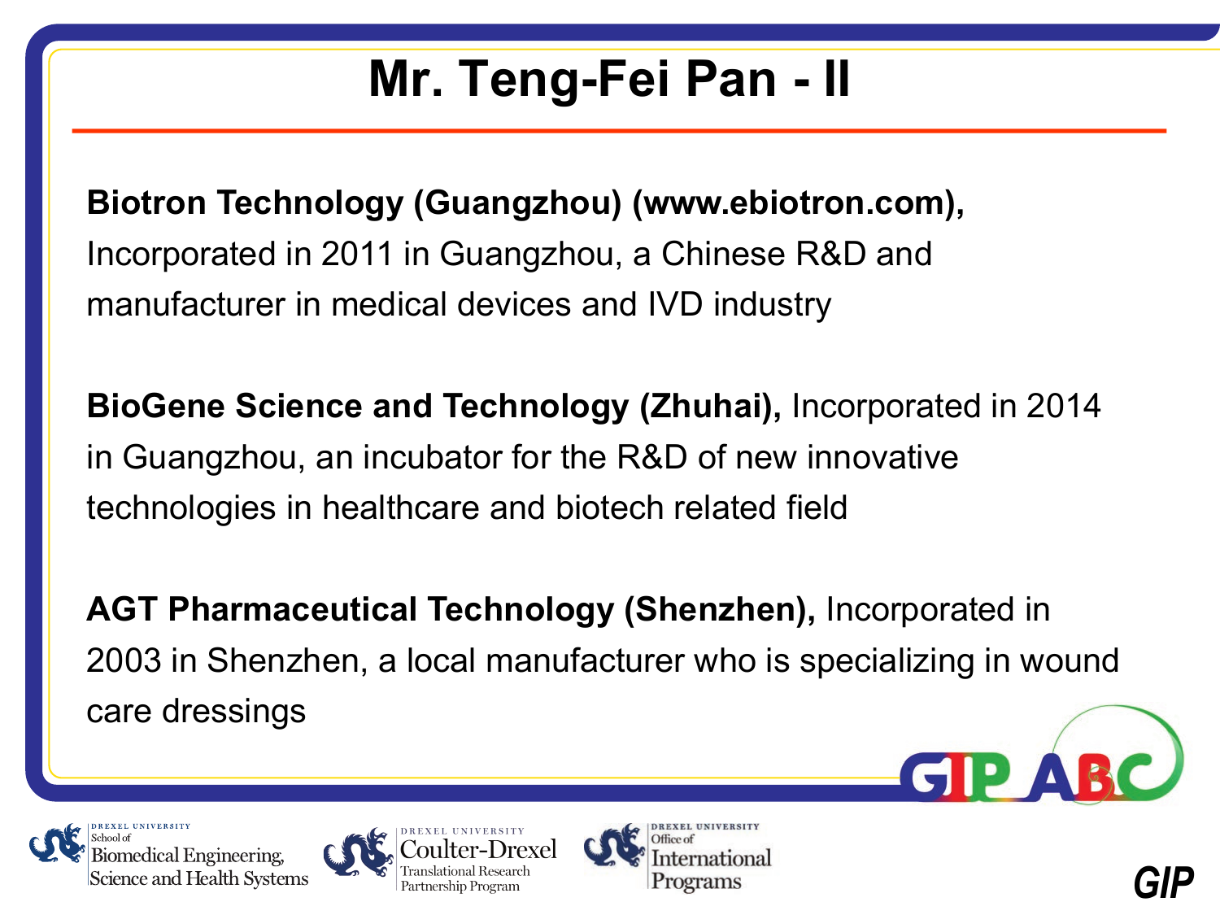# Mr. Teng-Fei Pan - II

**Biotron Technology (Guangzhou) (www.ebiotron.com),** Incorporated in 2011 in Guangzhou, a Chinese R&D and manufacturer in medical devices and IVD industry

**BioGene Science and Technology (Zhuhai),** Incorporated in 2014 in Guangzhou, an incubator for the R&D of new innovative technologies in healthcare and biotech related field

**AGT Pharmaceutical Technology (Shenzhen),** Incorporated in 2003 in Shenzhen, a local manufacturer who is specializing in wound care dressings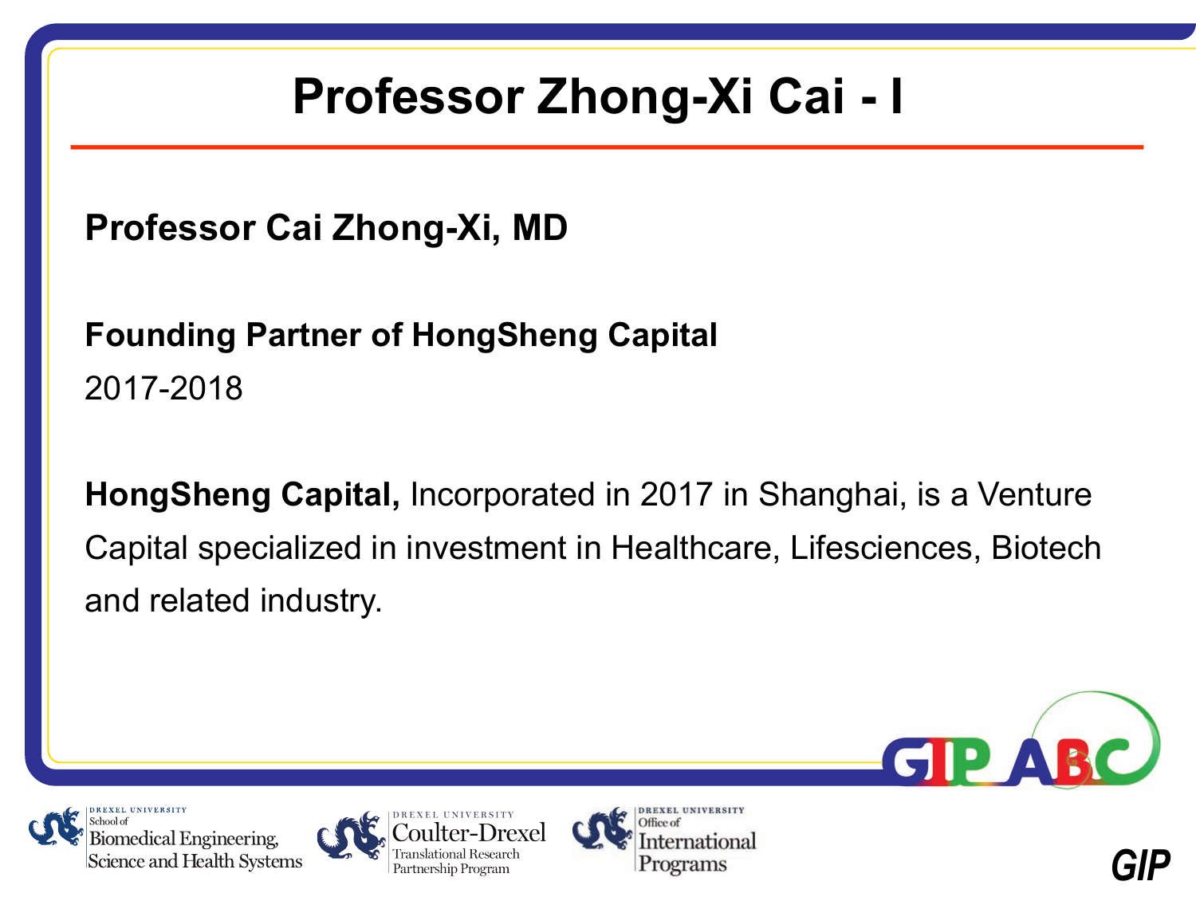# Professor Zhong-Xi Cai - I

**Professor Cai Zhong-Xi, MD**

**Founding Partner of HongSheng Capital**

2017-2018

**HongSheng Capital,** Incorporated in 2017 in Shanghai, is a Venture Capital specialized in investment in Healthcare, Lifesciences, Biotech and related industry.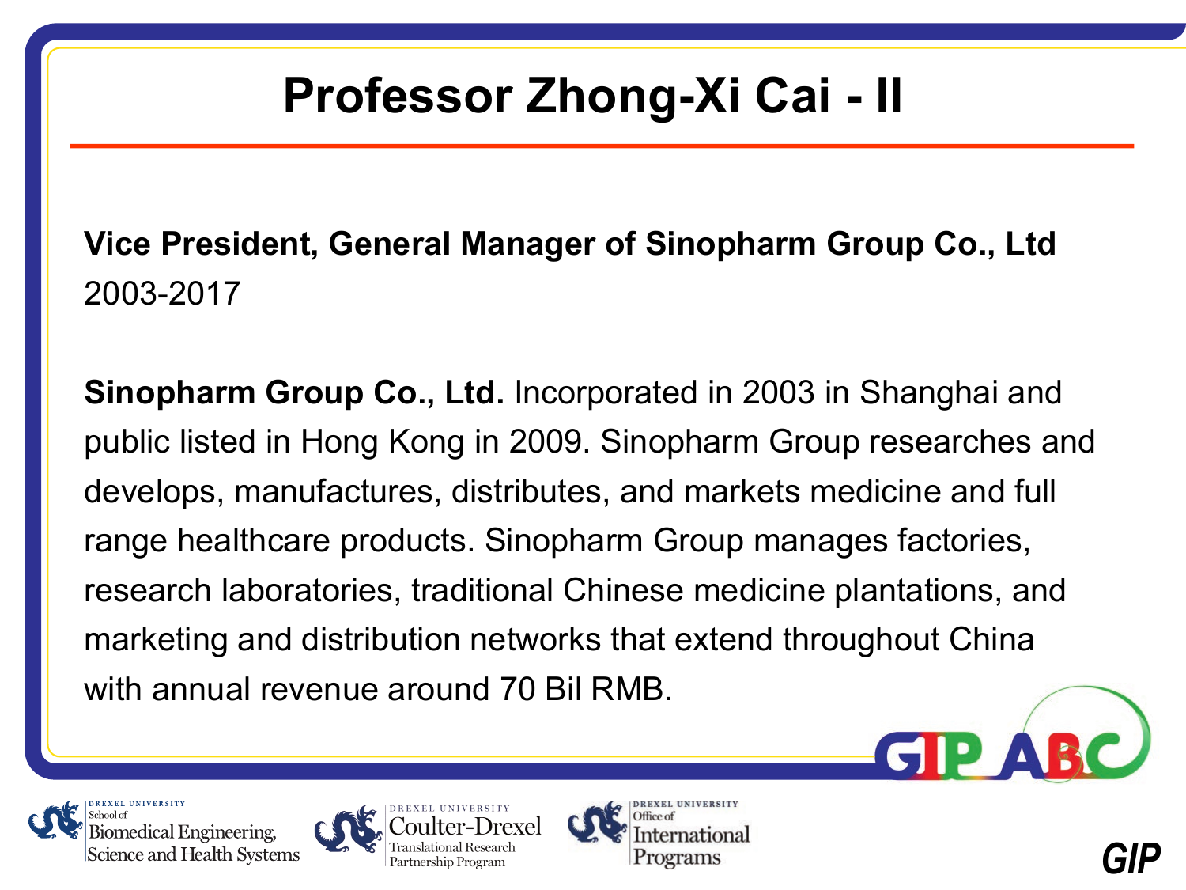# Professor Zhong-Xi Cai - II

**Vice President, General Manager of Sinopharm Group Co., Ltd**
2003-2017

**Sinopharm Group Co., Ltd.** Incorporated in 2003 in Shanghai and public listed in Hong Kong in 2009. Sinopharm Group researches and develops, manufactures, distributes, and markets medicine and full range healthcare products. Sinopharm Group manages factories, research laboratories, traditional Chinese medicine plantations, and marketing and distribution networks that extend throughout China with annual revenue around 70 Bil RMB.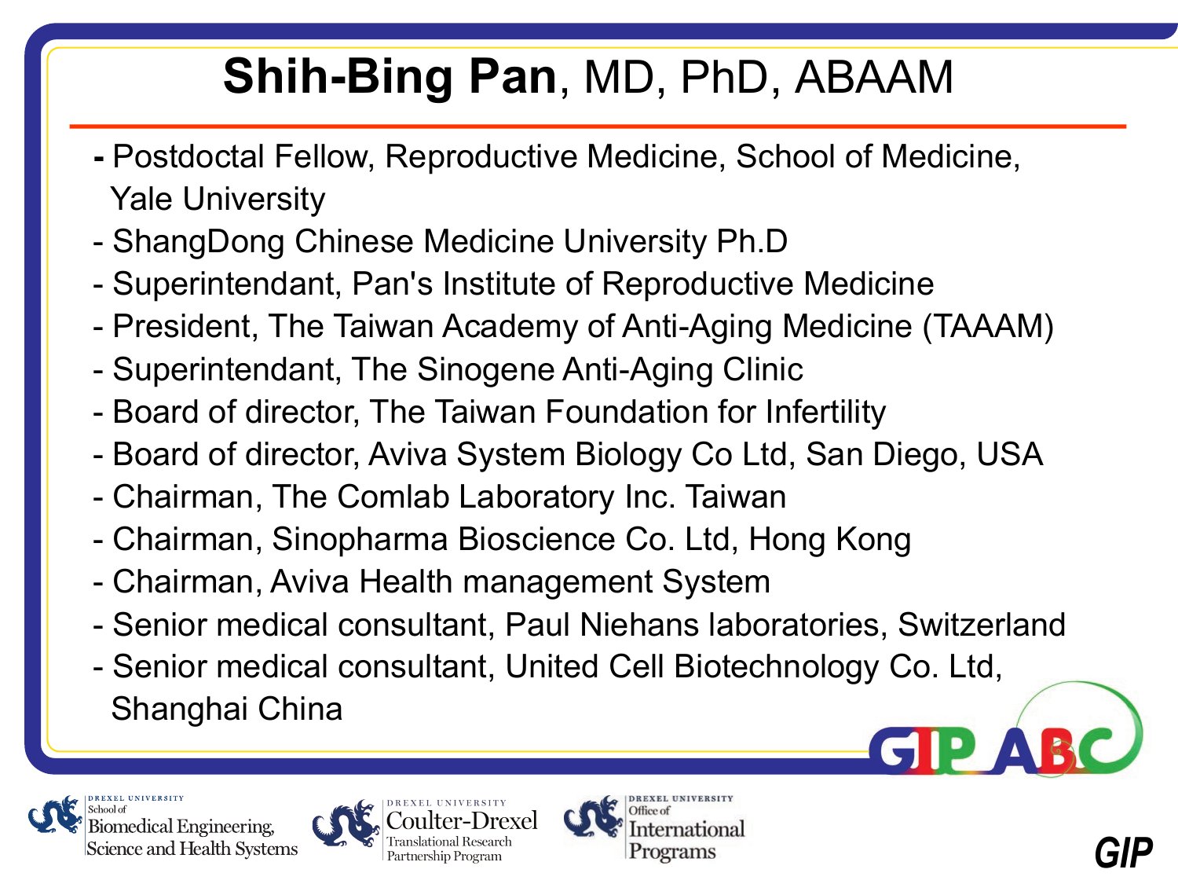# **Shih-Bing Pan**, MD, PhD, ABAAM

- Postdoctal Fellow, Reproductive Medicine, School of Medicine, Yale University
- ShangDong Chinese Medicine University Ph.D
- Superintendant, Pan's Institute of Reproductive Medicine
- President, The Taiwan Academy of Anti-Aging Medicine (TAAAM)
- Superintendant, The Sinogene Anti-Aging Clinic
- Board of director, The Taiwan Foundation for Infertility
- Board of director, Aviva System Biology Co Ltd, San Diego, USA
- Chairman, The Comlab Laboratory Inc. Taiwan
- Chairman, Sinopharma Bioscience Co. Ltd, Hong Kong
- Chairman, Aviva Health management System
- Senior medical consultant, Paul Niehans laboratories, Switzerland
- Senior medical consultant, United Cell Biotechnology Co. Ltd, Shanghai China

GIP ABC

Drexel University School of Biomedical Engineering, Science and Health Systems | Drexel University Coulter-Drexel Translational Research Partnership Program | Drexel University Office of International Programs

GIP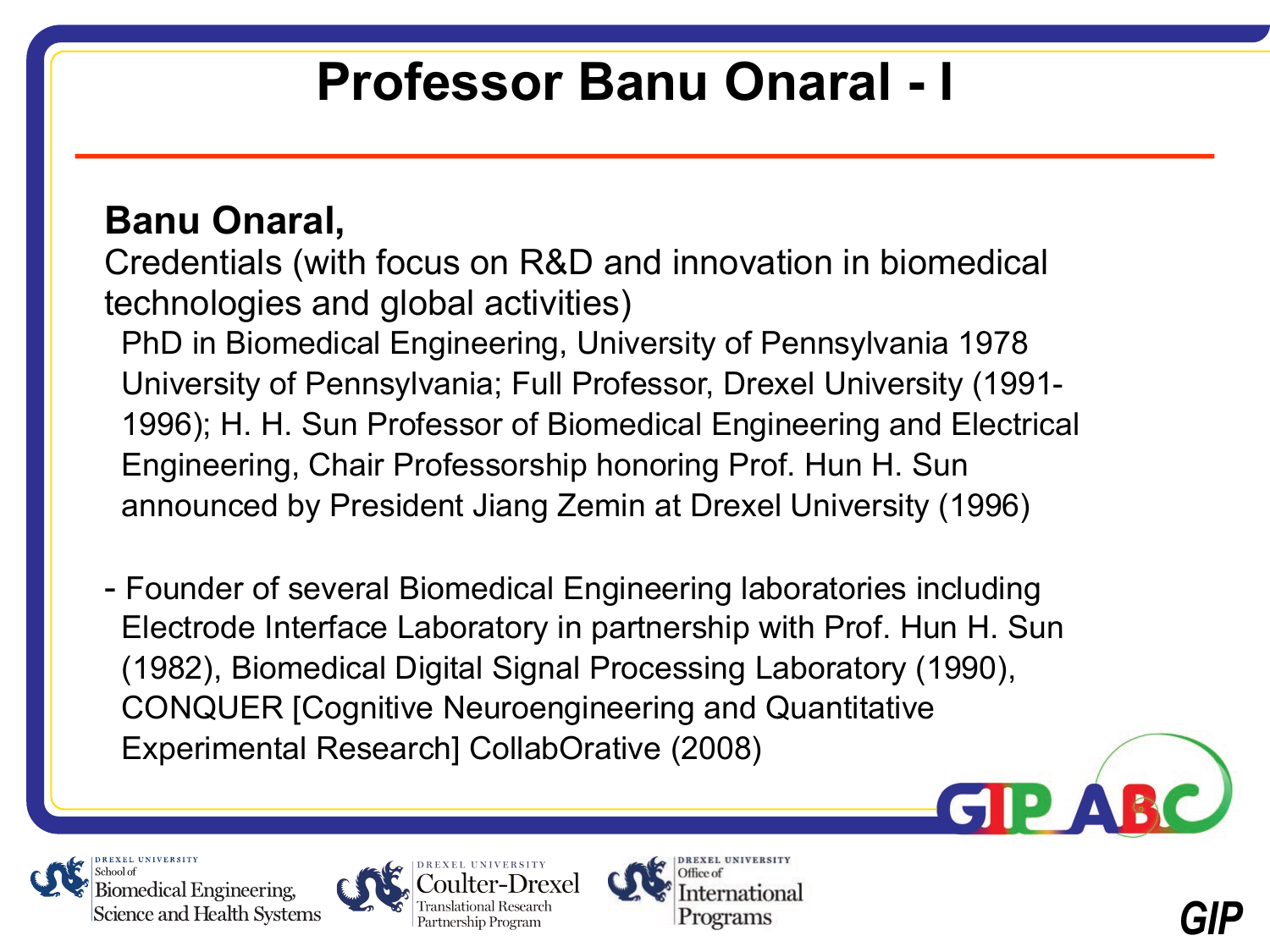# Professor Banu Onaral - I

**Banu Onaral,**

Credentials (with focus on R&D and innovation in biomedical technologies and global activities)

PhD in Biomedical Engineering, University of Pennsylvania 1978 University of Pennsylvania; Full Professor, Drexel University (1991-1996); H. H. Sun Professor of Biomedical Engineering and Electrical Engineering, Chair Professorship honoring Prof. Hun H. Sun announced by President Jiang Zemin at Drexel University (1996)

- Founder of several Biomedical Engineering laboratories including Electrode Interface Laboratory in partnership with Prof. Hun H. Sun (1982), Biomedical Digital Signal Processing Laboratory (1990), CONQUER [Cognitive Neuroengineering and Quantitative Experimental Research] CollabOrative (2008)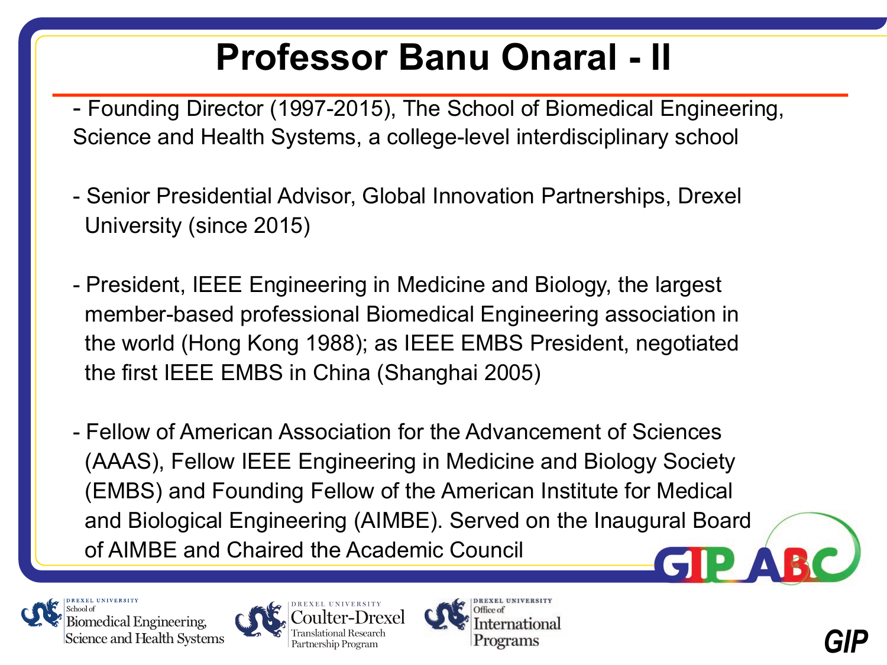# Professor Banu Onaral - II

- Founding Director (1997-2015), The School of Biomedical Engineering, Science and Health Systems, a college-level interdisciplinary school

- Senior Presidential Advisor, Global Innovation Partnerships, Drexel University (since 2015)

- President, IEEE Engineering in Medicine and Biology, the largest member-based professional Biomedical Engineering association in the world (Hong Kong 1988); as IEEE EMBS President, negotiated the first IEEE EMBS in China (Shanghai 2005)

- Fellow of American Association for the Advancement of Sciences (AAAS), Fellow IEEE Engineering in Medicine and Biology Society (EMBS) and Founding Fellow of the American Institute for Medical and Biological Engineering (AIMBE). Served on the Inaugural Board of AIMBE and Chaired the Academic Council

GIP ABC

Drexel University School of Biomedical Engineering, Science and Health Systems

Drexel University Coulter-Drexel Translational Research Partnership Program

Drexel University Office of International Programs

GIP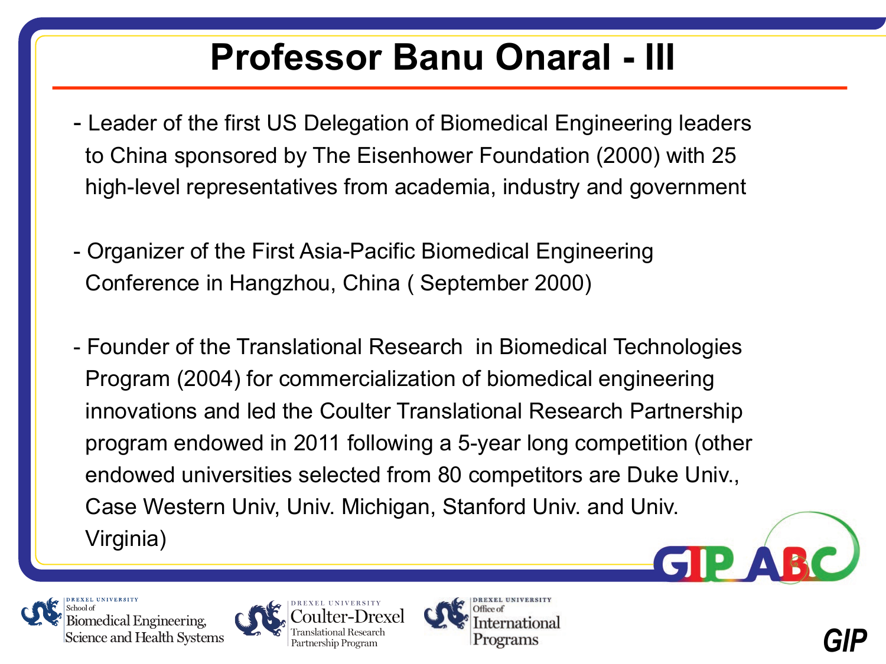# Professor Banu Onaral - III

- Leader of the first US Delegation of Biomedical Engineering leaders to China sponsored by The Eisenhower Foundation (2000) with 25 high-level representatives from academia, industry and government

- Organizer of the First Asia-Pacific Biomedical Engineering Conference in Hangzhou, China ( September 2000)

- Founder of the Translational Research in Biomedical Technologies Program (2004) for commercialization of biomedical engineering innovations and led the Coulter Translational Research Partnership program endowed in 2011 following a 5-year long competition (other endowed universities selected from 80 competitors are Duke Univ., Case Western Univ, Univ. Michigan, Stanford Univ. and Univ. Virginia)

GIP ABC

Drexel University School of Biomedical Engineering, Science and Health Systems

Drexel University Coulter-Drexel Translational Research Partnership Program

Drexel University Office of International Programs

GIP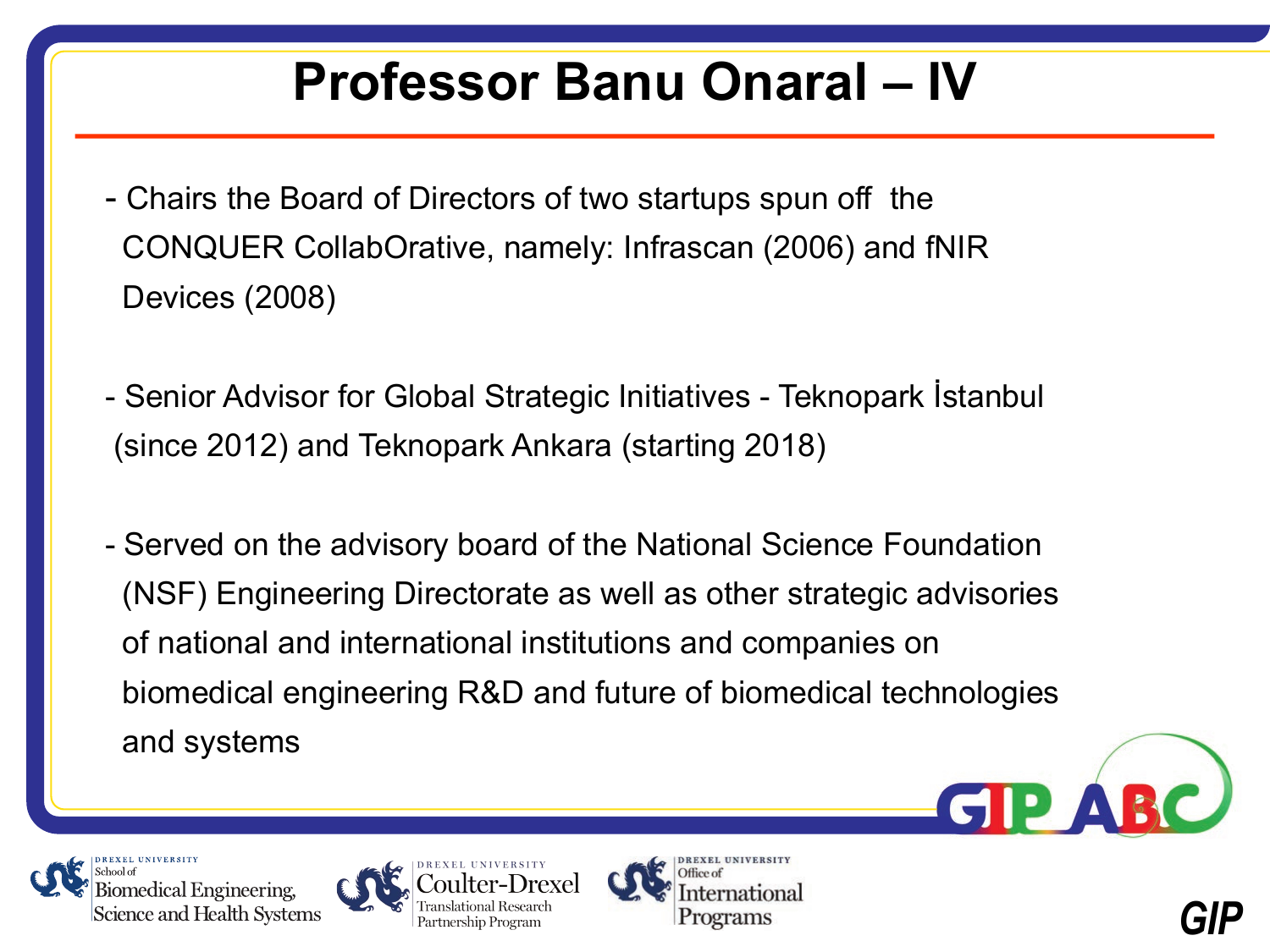# Professor Banu Onaral – IV

- Chairs the Board of Directors of two startups spun off the CONQUER CollabOrative, namely: Infrascan (2006) and fNIR Devices (2008)

- Senior Advisor for Global Strategic Initiatives - Teknopark İstanbul (since 2012) and Teknopark Ankara (starting 2018)

- Served on the advisory board of the National Science Foundation (NSF) Engineering Directorate as well as other strategic advisories of national and international institutions and companies on biomedical engineering R&D and future of biomedical technologies and systems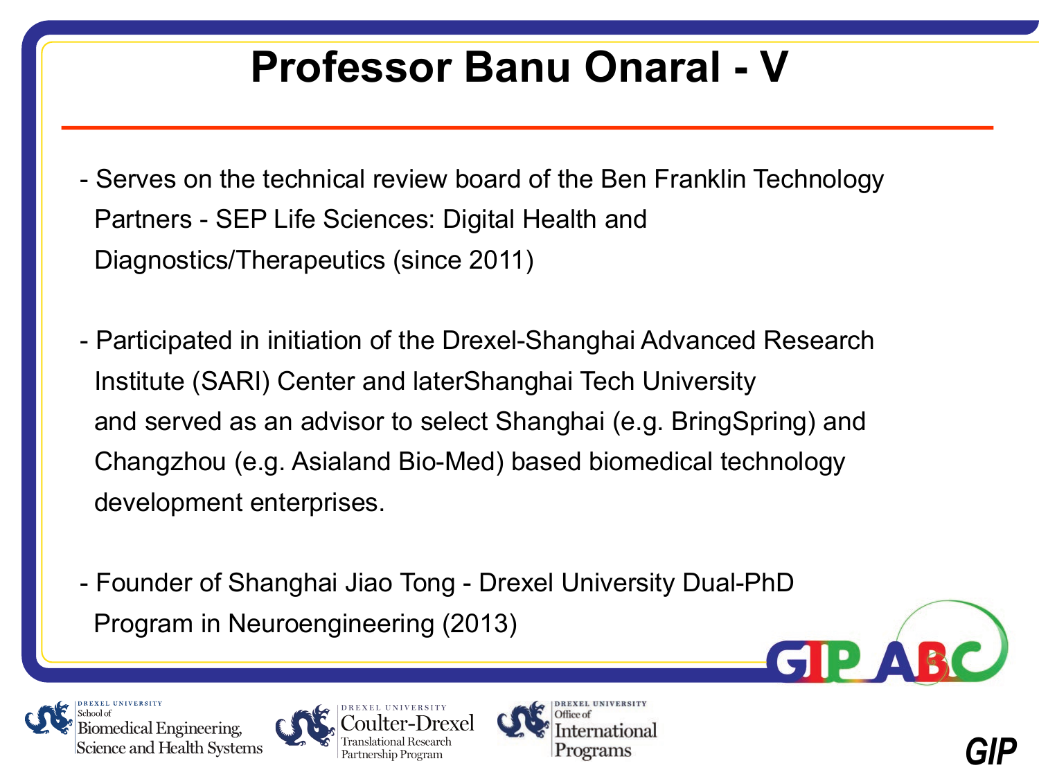# Professor Banu Onaral - V

- Serves on the technical review board of the Ben Franklin Technology Partners - SEP Life Sciences: Digital Health and Diagnostics/Therapeutics (since 2011)

- Participated in initiation of the Drexel-Shanghai Advanced Research Institute (SARI) Center and laterShanghai Tech University and served as an advisor to select Shanghai (e.g. BringSpring) and Changzhou (e.g. Asialand Bio-Med) based biomedical technology development enterprises.

- Founder of Shanghai Jiao Tong - Drexel University Dual-PhD Program in Neuroengineering (2013)

GIP ABC

Drexel University School of Biomedical Engineering, Science and Health Systems

Drexel University Coulter-Drexel Translational Research Partnership Program

Drexel University Office of International Programs

GIP